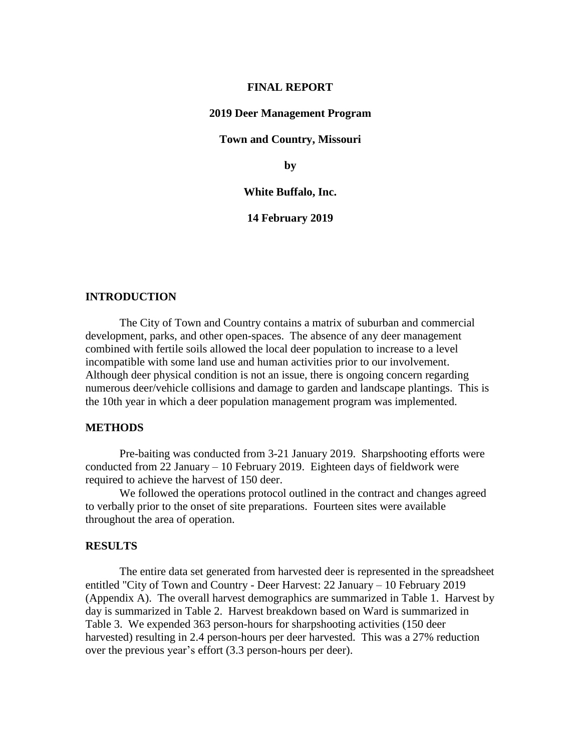**FINAL REPORT**

**2019 Deer Management Program**

**Town and Country, Missouri**

**by**

**White Buffalo, Inc.**

**14 February 2019**

## INTRODUCTION

The City of Town and Country contains a matrix of suburban and commercial development, parks, and other open-spaces. The absence of any deer management combined with fertile soils allowed the local deer population to increase to a level incompatible with some land use and human activities prior to our involvement. Although deer physical condition is not an issue, there is ongoing concern regarding numerous deer/vehicle collisions and damage to garden and landscape plantings. This is the 10th year in which a deer population management program was implemented.

## METHODS

Pre-baiting was conducted from 3-21 January 2019. Sharpshooting efforts were conducted from 22 January – 10 February 2019. Eighteen days of fieldwork were required to achieve the harvest of 150 deer.

We followed the operations protocol outlined in the contract and changes agreed to verbally prior to the onset of site preparations. Fourteen sites were available throughout the area of operation.

## RESULTS

The entire data set generated from harvested deer is represented in the spreadsheet entitled "City of Town and Country - Deer Harvest: 22 January – 10 February 2019 (Appendix A). The overall harvest demographics are summarized in Table 1. Harvest by day is summarized in Table 2. Harvest breakdown based on Ward is summarized in Table 3. We expended 363 person-hours for sharpshooting activities (150 deer harvested) resulting in 2.4 person-hours per deer harvested. This was a 27% reduction over the previous year's effort (3.3 person-hours per deer).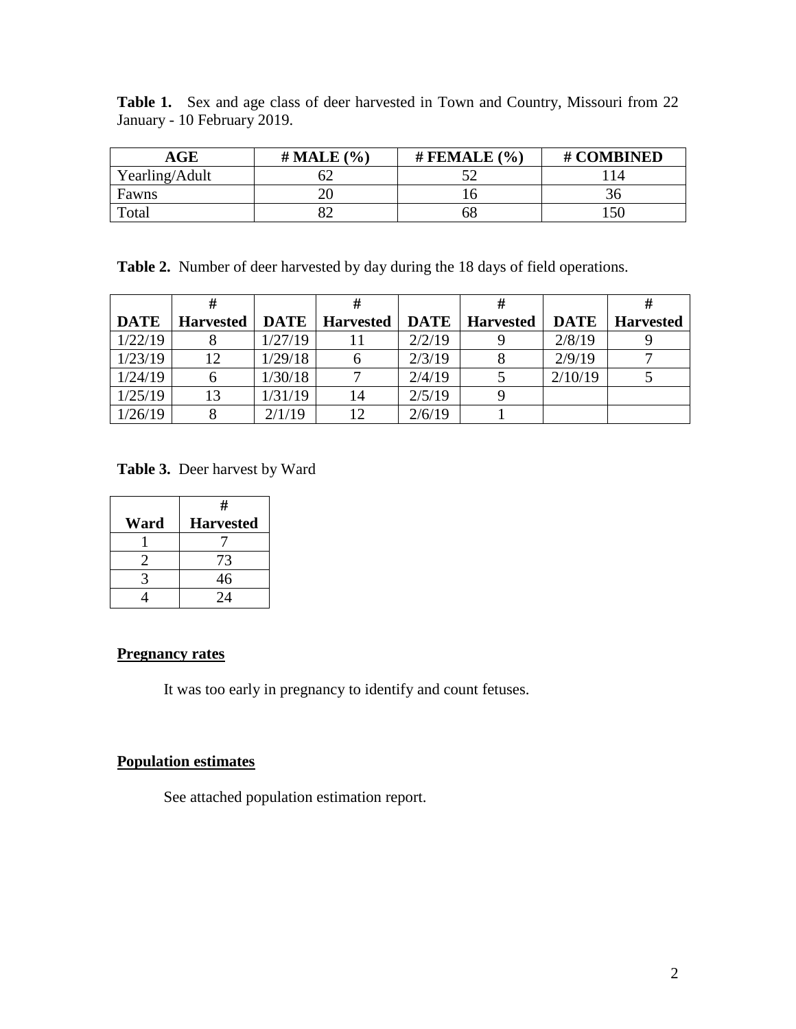**Table 1.** Sex and age class of deer harvested in Town and Country, Missouri from 22 January - 10 February 2019.

| AGE | # MALE (%) | # FEMALE (%) | # COMBINED |
|---|---|---|---|
| Yearling/Adult | 62 | 52 | 114 |
| Fawns | 20 | 16 | 36 |
| Total | 82 | 68 | 150 |

**Table 2.** Number of deer harvested by day during the 18 days of field operations.

| DATE | # Harvested | DATE | # Harvested | DATE | # Harvested | DATE | # Harvested |
|---|---|---|---|---|---|---|---|
| 1/22/19 | 8 | 1/27/19 | 11 | 2/2/19 | 9 | 2/8/19 | 9 |
| 1/23/19 | 12 | 1/29/18 | 6 | 2/3/19 | 8 | 2/9/19 | 7 |
| 1/24/19 | 6 | 1/30/18 | 7 | 2/4/19 | 5 | 2/10/19 | 5 |
| 1/25/19 | 13 | 1/31/19 | 14 | 2/5/19 | 9 | | |
| 1/26/19 | 8 | 2/1/19 | 12 | 2/6/19 | 1 | | |

**Table 3.** Deer harvest by Ward

| Ward | # Harvested |
|---|---|
| 1 | 7 |
| 2 | 73 |
| 3 | 46 |
| 4 | 24 |

**Pregnancy rates**

It was too early in pregnancy to identify and count fetuses.

**Population estimates**

See attached population estimation report.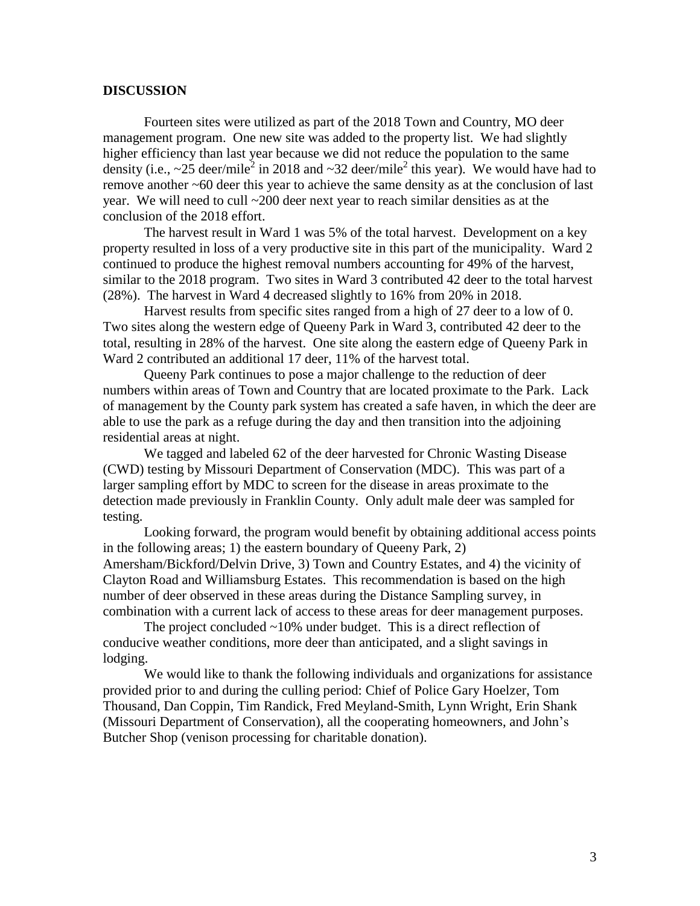## DISCUSSION

Fourteen sites were utilized as part of the 2018 Town and Country, MO deer management program. One new site was added to the property list. We had slightly higher efficiency than last year because we did not reduce the population to the same density (i.e., ~25 deer/mile$^2$ in 2018 and ~32 deer/mile$^2$ this year). We would have had to remove another ~60 deer this year to achieve the same density as at the conclusion of last year. We will need to cull ~200 deer next year to reach similar densities as at the conclusion of the 2018 effort.

The harvest result in Ward 1 was 5% of the total harvest. Development on a key property resulted in loss of a very productive site in this part of the municipality. Ward 2 continued to produce the highest removal numbers accounting for 49% of the harvest, similar to the 2018 program. Two sites in Ward 3 contributed 42 deer to the total harvest (28%). The harvest in Ward 4 decreased slightly to 16% from 20% in 2018.

Harvest results from specific sites ranged from a high of 27 deer to a low of 0. Two sites along the western edge of Queeny Park in Ward 3, contributed 42 deer to the total, resulting in 28% of the harvest. One site along the eastern edge of Queeny Park in Ward 2 contributed an additional 17 deer, 11% of the harvest total.

Queeny Park continues to pose a major challenge to the reduction of deer numbers within areas of Town and Country that are located proximate to the Park. Lack of management by the County park system has created a safe haven, in which the deer are able to use the park as a refuge during the day and then transition into the adjoining residential areas at night.

We tagged and labeled 62 of the deer harvested for Chronic Wasting Disease (CWD) testing by Missouri Department of Conservation (MDC). This was part of a larger sampling effort by MDC to screen for the disease in areas proximate to the detection made previously in Franklin County. Only adult male deer was sampled for testing.

Looking forward, the program would benefit by obtaining additional access points in the following areas; 1) the eastern boundary of Queeny Park, 2) Amersham/Bickford/Delvin Drive, 3) Town and Country Estates, and 4) the vicinity of Clayton Road and Williamsburg Estates. This recommendation is based on the high number of deer observed in these areas during the Distance Sampling survey, in combination with a current lack of access to these areas for deer management purposes.

The project concluded ~10% under budget. This is a direct reflection of conducive weather conditions, more deer than anticipated, and a slight savings in lodging.

We would like to thank the following individuals and organizations for assistance provided prior to and during the culling period: Chief of Police Gary Hoelzer, Tom Thousand, Dan Coppin, Tim Randick, Fred Meyland-Smith, Lynn Wright, Erin Shank (Missouri Department of Conservation), all the cooperating homeowners, and John's Butcher Shop (venison processing for charitable donation).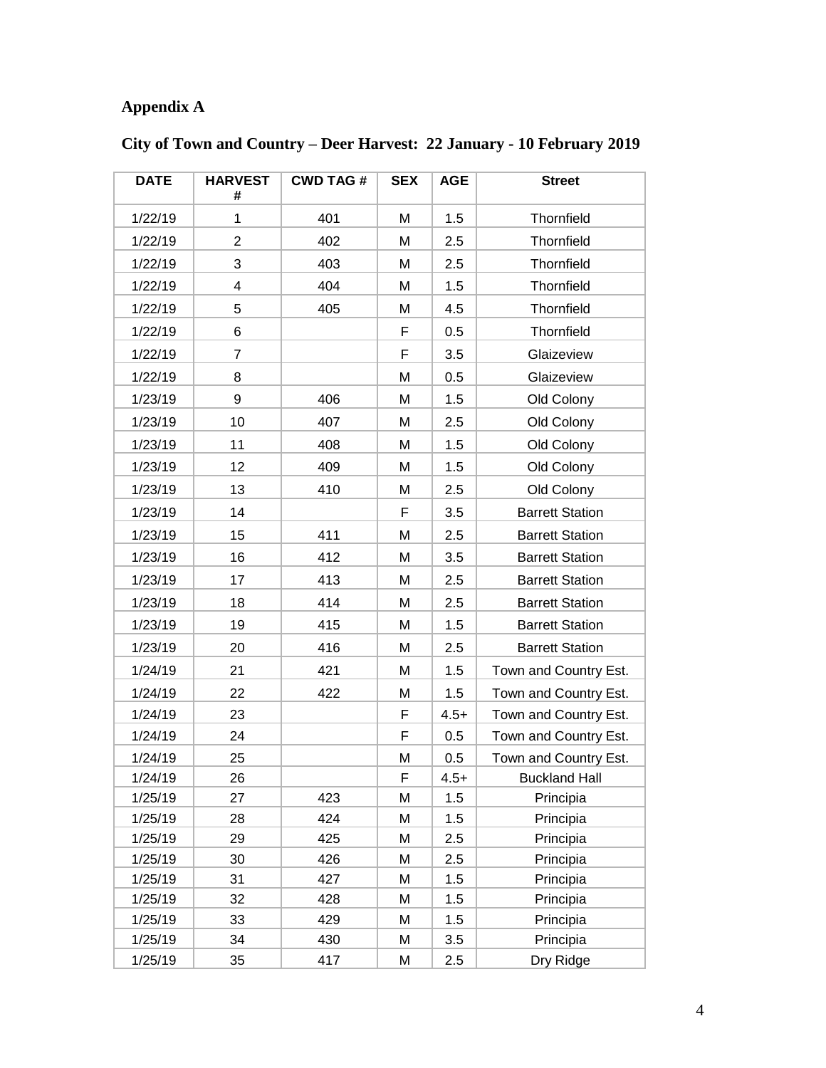# Appendix A

## City of Town and Country – Deer Harvest: 22 January - 10 February 2019

| DATE | HARVEST # | CWD TAG # | SEX | AGE | Street |
|---|---|---|---|---|---|
| 1/22/19 | 1 | 401 | M | 1.5 | Thornfield |
| 1/22/19 | 2 | 402 | M | 2.5 | Thornfield |
| 1/22/19 | 3 | 403 | M | 2.5 | Thornfield |
| 1/22/19 | 4 | 404 | M | 1.5 | Thornfield |
| 1/22/19 | 5 | 405 | M | 4.5 | Thornfield |
| 1/22/19 | 6 | | F | 0.5 | Thornfield |
| 1/22/19 | 7 | | F | 3.5 | Glaizeview |
| 1/22/19 | 8 | | M | 0.5 | Glaizeview |
| 1/23/19 | 9 | 406 | M | 1.5 | Old Colony |
| 1/23/19 | 10 | 407 | M | 2.5 | Old Colony |
| 1/23/19 | 11 | 408 | M | 1.5 | Old Colony |
| 1/23/19 | 12 | 409 | M | 1.5 | Old Colony |
| 1/23/19 | 13 | 410 | M | 2.5 | Old Colony |
| 1/23/19 | 14 | | F | 3.5 | Barrett Station |
| 1/23/19 | 15 | 411 | M | 2.5 | Barrett Station |
| 1/23/19 | 16 | 412 | M | 3.5 | Barrett Station |
| 1/23/19 | 17 | 413 | M | 2.5 | Barrett Station |
| 1/23/19 | 18 | 414 | M | 2.5 | Barrett Station |
| 1/23/19 | 19 | 415 | M | 1.5 | Barrett Station |
| 1/23/19 | 20 | 416 | M | 2.5 | Barrett Station |
| 1/24/19 | 21 | 421 | M | 1.5 | Town and Country Est. |
| 1/24/19 | 22 | 422 | M | 1.5 | Town and Country Est. |
| 1/24/19 | 23 | | F | 4.5+ | Town and Country Est. |
| 1/24/19 | 24 | | F | 0.5 | Town and Country Est. |
| 1/24/19 | 25 | | M | 0.5 | Town and Country Est. |
| 1/24/19 | 26 | | F | 4.5+ | Buckland Hall |
| 1/25/19 | 27 | 423 | M | 1.5 | Principia |
| 1/25/19 | 28 | 424 | M | 1.5 | Principia |
| 1/25/19 | 29 | 425 | M | 2.5 | Principia |
| 1/25/19 | 30 | 426 | M | 2.5 | Principia |
| 1/25/19 | 31 | 427 | M | 1.5 | Principia |
| 1/25/19 | 32 | 428 | M | 1.5 | Principia |
| 1/25/19 | 33 | 429 | M | 1.5 | Principia |
| 1/25/19 | 34 | 430 | M | 3.5 | Principia |
| 1/25/19 | 35 | 417 | M | 2.5 | Dry Ridge |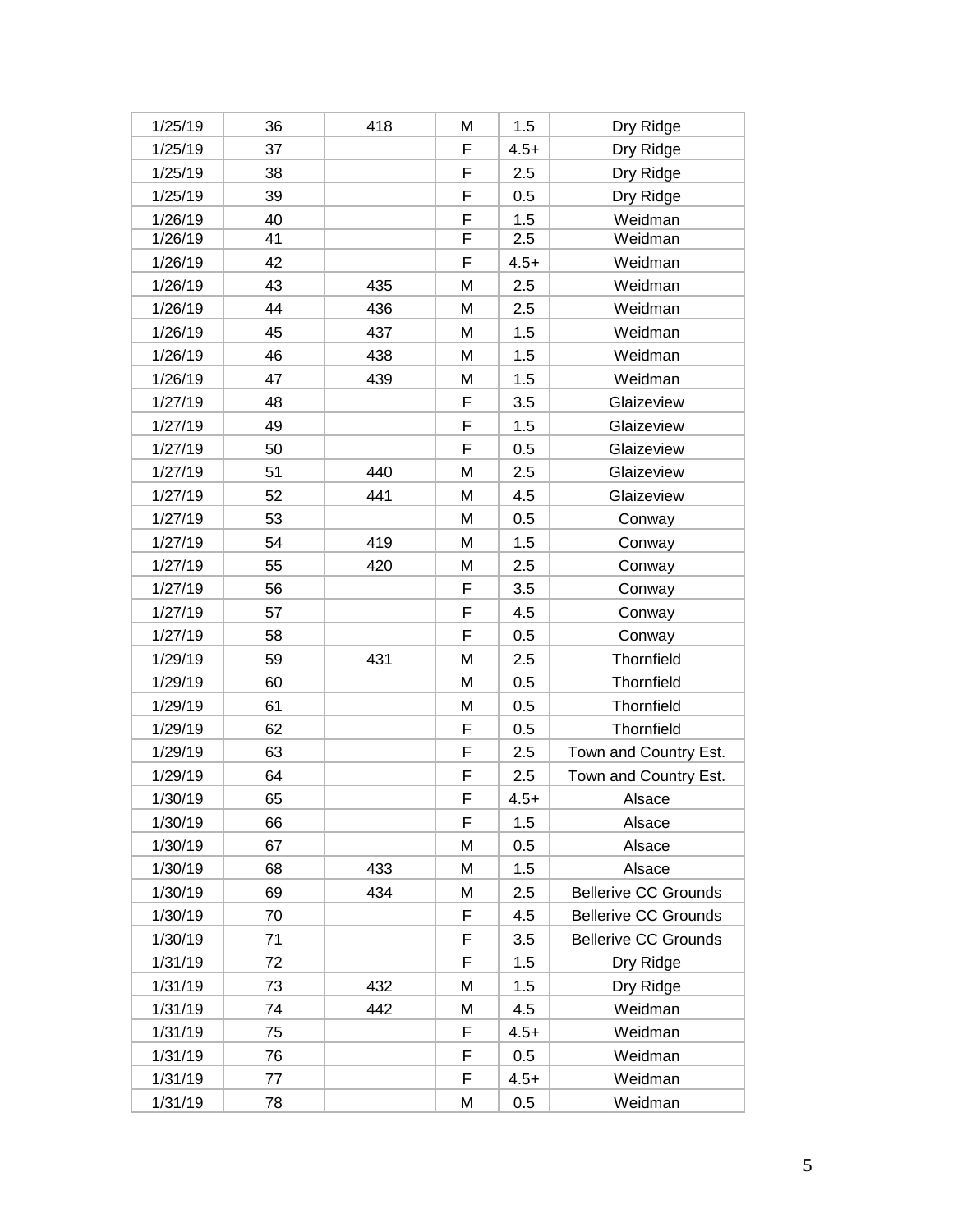| | | | | | |
|---|---|---|---|---|---|
| 1/25/19 | 36 | 418 | M | 1.5 | Dry Ridge |
| 1/25/19 | 37 | | F | 4.5+ | Dry Ridge |
| 1/25/19 | 38 | | F | 2.5 | Dry Ridge |
| 1/25/19 | 39 | | F | 0.5 | Dry Ridge |
| 1/26/19 | 40 | | F | 1.5 | Weidman |
| 1/26/19 | 41 | | F | 2.5 | Weidman |
| 1/26/19 | 42 | | F | 4.5+ | Weidman |
| 1/26/19 | 43 | 435 | M | 2.5 | Weidman |
| 1/26/19 | 44 | 436 | M | 2.5 | Weidman |
| 1/26/19 | 45 | 437 | M | 1.5 | Weidman |
| 1/26/19 | 46 | 438 | M | 1.5 | Weidman |
| 1/26/19 | 47 | 439 | M | 1.5 | Weidman |
| 1/27/19 | 48 | | F | 3.5 | Glaizeview |
| 1/27/19 | 49 | | F | 1.5 | Glaizeview |
| 1/27/19 | 50 | | F | 0.5 | Glaizeview |
| 1/27/19 | 51 | 440 | M | 2.5 | Glaizeview |
| 1/27/19 | 52 | 441 | M | 4.5 | Glaizeview |
| 1/27/19 | 53 | | M | 0.5 | Conway |
| 1/27/19 | 54 | 419 | M | 1.5 | Conway |
| 1/27/19 | 55 | 420 | M | 2.5 | Conway |
| 1/27/19 | 56 | | F | 3.5 | Conway |
| 1/27/19 | 57 | | F | 4.5 | Conway |
| 1/27/19 | 58 | | F | 0.5 | Conway |
| 1/29/19 | 59 | 431 | M | 2.5 | Thornfield |
| 1/29/19 | 60 | | M | 0.5 | Thornfield |
| 1/29/19 | 61 | | M | 0.5 | Thornfield |
| 1/29/19 | 62 | | F | 0.5 | Thornfield |
| 1/29/19 | 63 | | F | 2.5 | Town and Country Est. |
| 1/29/19 | 64 | | F | 2.5 | Town and Country Est. |
| 1/30/19 | 65 | | F | 4.5+ | Alsace |
| 1/30/19 | 66 | | F | 1.5 | Alsace |
| 1/30/19 | 67 | | M | 0.5 | Alsace |
| 1/30/19 | 68 | 433 | M | 1.5 | Alsace |
| 1/30/19 | 69 | 434 | M | 2.5 | Bellerive CC Grounds |
| 1/30/19 | 70 | | F | 4.5 | Bellerive CC Grounds |
| 1/30/19 | 71 | | F | 3.5 | Bellerive CC Grounds |
| 1/31/19 | 72 | | F | 1.5 | Dry Ridge |
| 1/31/19 | 73 | 432 | M | 1.5 | Dry Ridge |
| 1/31/19 | 74 | 442 | M | 4.5 | Weidman |
| 1/31/19 | 75 | | F | 4.5+ | Weidman |
| 1/31/19 | 76 | | F | 0.5 | Weidman |
| 1/31/19 | 77 | | F | 4.5+ | Weidman |
| 1/31/19 | 78 | | M | 0.5 | Weidman |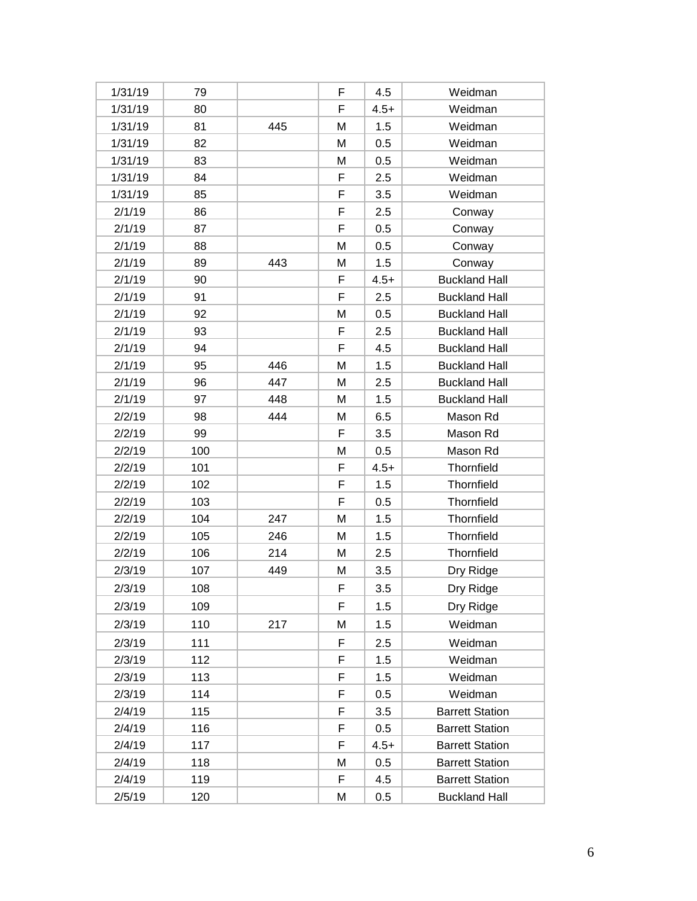| | | | | | |
|---|---|---|---|---|---|
| 1/31/19 | 79 | | F | 4.5 | Weidman |
| 1/31/19 | 80 | | F | 4.5+ | Weidman |
| 1/31/19 | 81 | 445 | M | 1.5 | Weidman |
| 1/31/19 | 82 | | M | 0.5 | Weidman |
| 1/31/19 | 83 | | M | 0.5 | Weidman |
| 1/31/19 | 84 | | F | 2.5 | Weidman |
| 1/31/19 | 85 | | F | 3.5 | Weidman |
| 2/1/19 | 86 | | F | 2.5 | Conway |
| 2/1/19 | 87 | | F | 0.5 | Conway |
| 2/1/19 | 88 | | M | 0.5 | Conway |
| 2/1/19 | 89 | 443 | M | 1.5 | Conway |
| 2/1/19 | 90 | | F | 4.5+ | Buckland Hall |
| 2/1/19 | 91 | | F | 2.5 | Buckland Hall |
| 2/1/19 | 92 | | M | 0.5 | Buckland Hall |
| 2/1/19 | 93 | | F | 2.5 | Buckland Hall |
| 2/1/19 | 94 | | F | 4.5 | Buckland Hall |
| 2/1/19 | 95 | 446 | M | 1.5 | Buckland Hall |
| 2/1/19 | 96 | 447 | M | 2.5 | Buckland Hall |
| 2/1/19 | 97 | 448 | M | 1.5 | Buckland Hall |
| 2/2/19 | 98 | 444 | M | 6.5 | Mason Rd |
| 2/2/19 | 99 | | F | 3.5 | Mason Rd |
| 2/2/19 | 100 | | M | 0.5 | Mason Rd |
| 2/2/19 | 101 | | F | 4.5+ | Thornfield |
| 2/2/19 | 102 | | F | 1.5 | Thornfield |
| 2/2/19 | 103 | | F | 0.5 | Thornfield |
| 2/2/19 | 104 | 247 | M | 1.5 | Thornfield |
| 2/2/19 | 105 | 246 | M | 1.5 | Thornfield |
| 2/2/19 | 106 | 214 | M | 2.5 | Thornfield |
| 2/3/19 | 107 | 449 | M | 3.5 | Dry Ridge |
| 2/3/19 | 108 | | F | 3.5 | Dry Ridge |
| 2/3/19 | 109 | | F | 1.5 | Dry Ridge |
| 2/3/19 | 110 | 217 | M | 1.5 | Weidman |
| 2/3/19 | 111 | | F | 2.5 | Weidman |
| 2/3/19 | 112 | | F | 1.5 | Weidman |
| 2/3/19 | 113 | | F | 1.5 | Weidman |
| 2/3/19 | 114 | | F | 0.5 | Weidman |
| 2/4/19 | 115 | | F | 3.5 | Barrett Station |
| 2/4/19 | 116 | | F | 0.5 | Barrett Station |
| 2/4/19 | 117 | | F | 4.5+ | Barrett Station |
| 2/4/19 | 118 | | M | 0.5 | Barrett Station |
| 2/4/19 | 119 | | F | 4.5 | Barrett Station |
| 2/5/19 | 120 | | M | 0.5 | Buckland Hall |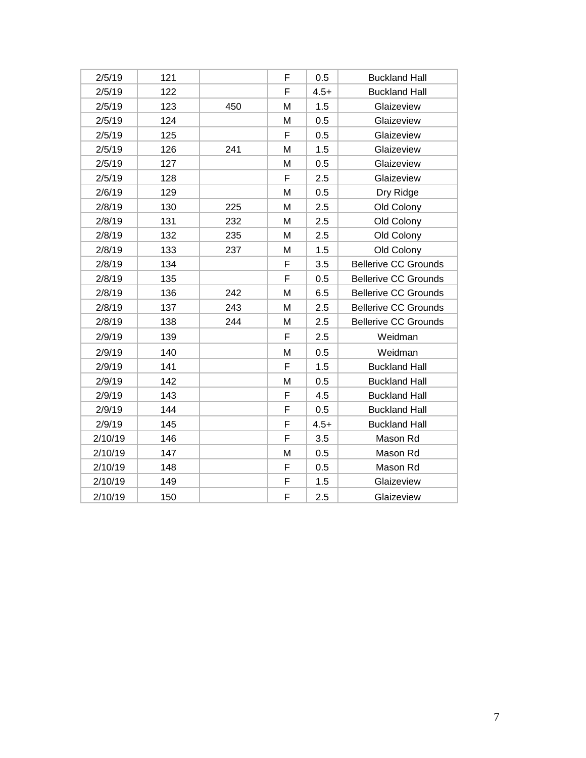| | | | | | |
|---|---|---|---|---|---|
| 2/5/19 | 121 | | F | 0.5 | Buckland Hall |
| 2/5/19 | 122 | | F | 4.5+ | Buckland Hall |
| 2/5/19 | 123 | 450 | M | 1.5 | Glaizeview |
| 2/5/19 | 124 | | M | 0.5 | Glaizeview |
| 2/5/19 | 125 | | F | 0.5 | Glaizeview |
| 2/5/19 | 126 | 241 | M | 1.5 | Glaizeview |
| 2/5/19 | 127 | | M | 0.5 | Glaizeview |
| 2/5/19 | 128 | | F | 2.5 | Glaizeview |
| 2/6/19 | 129 | | M | 0.5 | Dry Ridge |
| 2/8/19 | 130 | 225 | M | 2.5 | Old Colony |
| 2/8/19 | 131 | 232 | M | 2.5 | Old Colony |
| 2/8/19 | 132 | 235 | M | 2.5 | Old Colony |
| 2/8/19 | 133 | 237 | M | 1.5 | Old Colony |
| 2/8/19 | 134 | | F | 3.5 | Bellerive CC Grounds |
| 2/8/19 | 135 | | F | 0.5 | Bellerive CC Grounds |
| 2/8/19 | 136 | 242 | M | 6.5 | Bellerive CC Grounds |
| 2/8/19 | 137 | 243 | M | 2.5 | Bellerive CC Grounds |
| 2/8/19 | 138 | 244 | M | 2.5 | Bellerive CC Grounds |
| 2/9/19 | 139 | | F | 2.5 | Weidman |
| 2/9/19 | 140 | | M | 0.5 | Weidman |
| 2/9/19 | 141 | | F | 1.5 | Buckland Hall |
| 2/9/19 | 142 | | M | 0.5 | Buckland Hall |
| 2/9/19 | 143 | | F | 4.5 | Buckland Hall |
| 2/9/19 | 144 | | F | 0.5 | Buckland Hall |
| 2/9/19 | 145 | | F | 4.5+ | Buckland Hall |
| 2/10/19 | 146 | | F | 3.5 | Mason Rd |
| 2/10/19 | 147 | | M | 0.5 | Mason Rd |
| 2/10/19 | 148 | | F | 0.5 | Mason Rd |
| 2/10/19 | 149 | | F | 1.5 | Glaizeview |
| 2/10/19 | 150 | | F | 2.5 | Glaizeview |